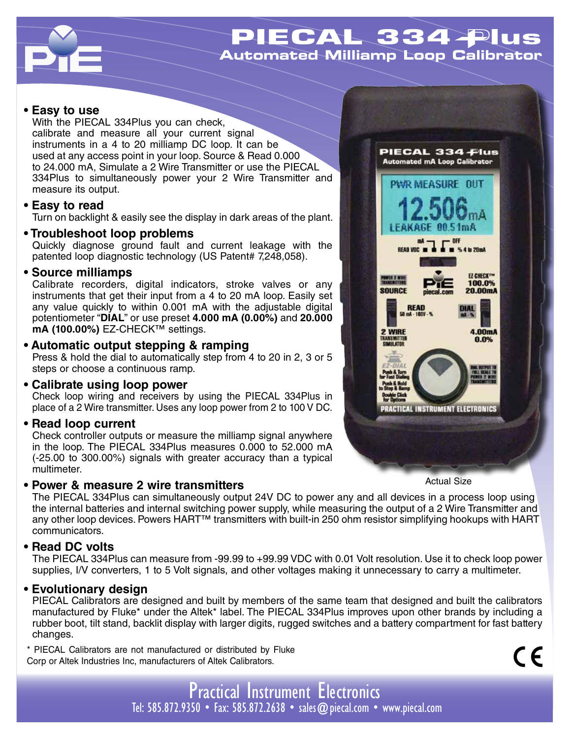# PIECAL 334Plus

## Automated Milliamp Loop Calibrator

- **Easy to use**
  With the PIECAL 334Plus you can check, calibrate and measure all your current signal instruments in a 4 to 20 milliamp DC loop. It can be used at any access point in your loop. Source & Read 0.000 to 24.000 mA, Simulate a 2 Wire Transmitter or use the PIECAL 334Plus to simultaneously power your 2 Wire Transmitter and measure its output.

- **Easy to read**
  Turn on backlight & easily see the display in dark areas of the plant.

- **Troubleshoot loop problems**
  Quickly diagnose ground fault and current leakage with the patented loop diagnostic technology (US Patent# 7,248,058).

- **Source milliamps**
  Calibrate recorders, digital indicators, stroke valves or any instruments that get their input from a 4 to 20 mA loop. Easily set any value quickly to within 0.001 mA with the adjustable digital potentiometer "**DIAL**" or use preset **4.000 mA (0.00%)** and **20.000 mA (100.00%)** EZ-CHECK™ settings.

- **Automatic output stepping & ramping**
  Press & hold the dial to automatically step from 4 to 20 in 2, 3 or 5 steps or choose a continuous ramp.

- **Calibrate using loop power**
  Check loop wiring and receivers by using the PIECAL 334Plus in place of a 2 Wire transmitter. Uses any loop power from 2 to 100 V DC.

- **Read loop current**
  Check controller outputs or measure the milliamp signal anywhere in the loop. The PIECAL 334Plus measures 0.000 to 52.000 mA (-25.00 to 300.00%) signals with greater accuracy than a typical multimeter.

Actual Size

- **Power & measure 2 wire transmitters**
  The PIECAL 334Plus can simultaneously output 24V DC to power any and all devices in a process loop using the internal batteries and internal switching power supply, while measuring the output of a 2 Wire Transmitter and any other loop devices. Powers HART™ transmitters with built-in 250 ohm resistor simplifying hookups with HART communicators.

- **Read DC volts**
  The PIECAL 334Plus can measure from -99.99 to +99.99 VDC with 0.01 Volt resolution. Use it to check loop power supplies, I/V converters, 1 to 5 Volt signals, and other voltages making it unnecessary to carry a multimeter.

- **Evolutionary design**
  PIECAL Calibrators are designed and built by members of the same team that designed and built the calibrators manufactured by Fluke* under the Altek* label. The PIECAL 334Plus improves upon other brands by including a rubber boot, tilt stand, backlit display with larger digits, rugged switches and a battery compartment for fast battery changes.

\* PIECAL Calibrators are not manufactured or distributed by Fluke Corp or Altek Industries Inc, manufacturers of Altek Calibrators.

CE

Practical Instrument Electronics
Tel: 585.872.9350 • Fax: 585.872.2638 • sales@piecal.com • www.piecal.com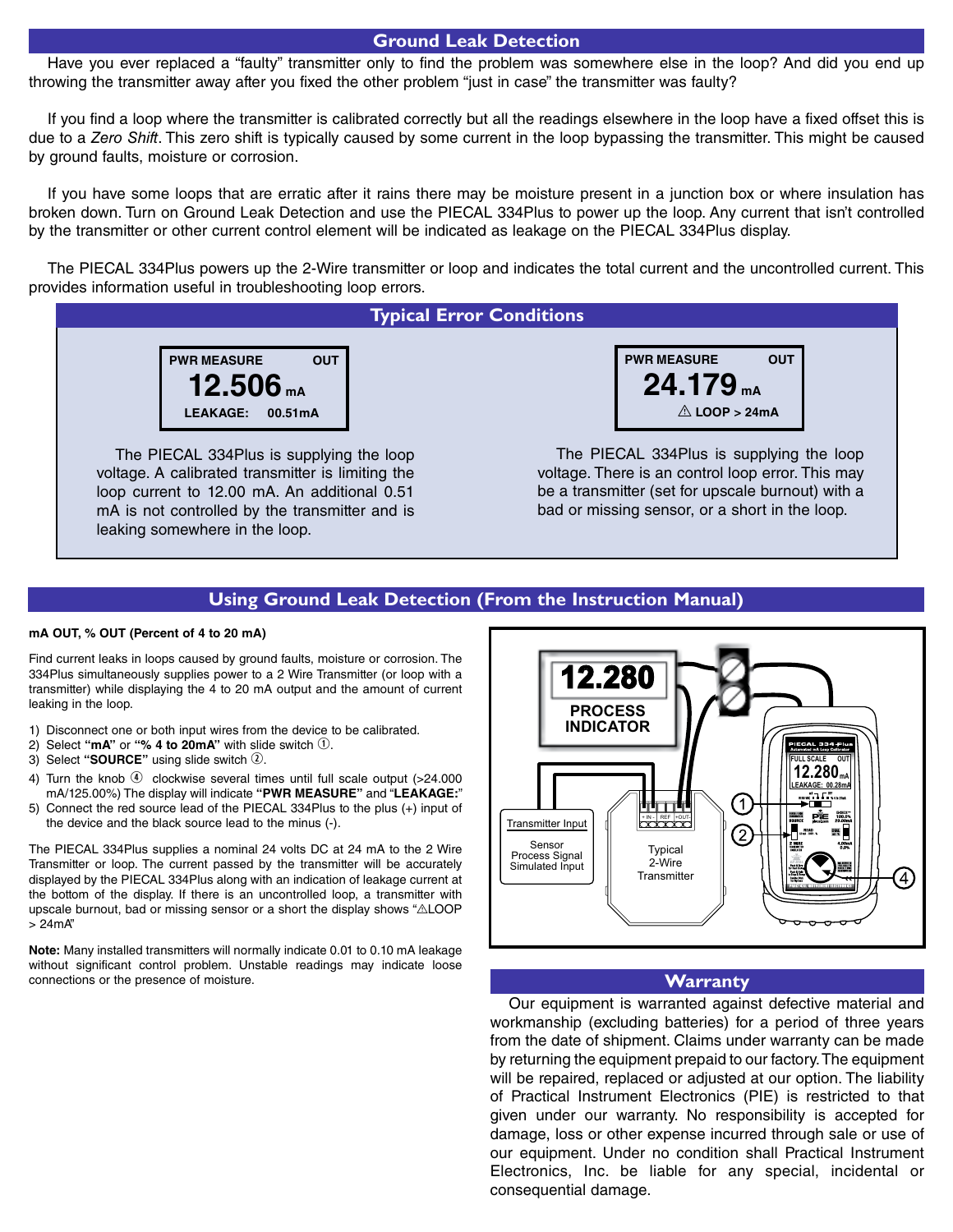## Ground Leak Detection

Have you ever replaced a "faulty" transmitter only to find the problem was somewhere else in the loop? And did you end up throwing the transmitter away after you fixed the other problem "just in case" the transmitter was faulty?

If you find a loop where the transmitter is calibrated correctly but all the readings elsewhere in the loop have a fixed offset this is due to a *Zero Shift*. This zero shift is typically caused by some current in the loop bypassing the transmitter. This might be caused by ground faults, moisture or corrosion.

If you have some loops that are erratic after it rains there may be moisture present in a junction box or where insulation has broken down. Turn on Ground Leak Detection and use the PIECAL 334Plus to power up the loop. Any current that isn't controlled by the transmitter or other current control element will be indicated as leakage on the PIECAL 334Plus display.

The PIECAL 334Plus powers up the 2-Wire transmitter or loop and indicates the total current and the uncontrolled current. This provides information useful in troubleshooting loop errors.

## Typical Error Conditions

PWR MEASURE OUT
**12.506** mA
LEAKAGE: 00.51mA

The PIECAL 334Plus is supplying the loop voltage. A calibrated transmitter is limiting the loop current to 12.00 mA. An additional 0.51 mA is not controlled by the transmitter and is leaking somewhere in the loop.

PWR MEASURE OUT
**24.179** mA
⚠ LOOP > 24mA

The PIECAL 334Plus is supplying the loop voltage. There is an control loop error. This may be a transmitter (set for upscale burnout) with a bad or missing sensor, or a short in the loop.

## Using Ground Leak Detection (From the Instruction Manual)

**mA OUT, % OUT (Percent of 4 to 20 mA)**

Find current leaks in loops caused by ground faults, moisture or corrosion. The 334Plus simultaneously supplies power to a 2 Wire Transmitter (or loop with a transmitter) while displaying the 4 to 20 mA output and the amount of current leaking in the loop.

1) Disconnect one or both input wires from the device to be calibrated.
2) Select **"mA"** or **"% 4 to 20mA"** with slide switch ①.
3) Select **"SOURCE"** using slide switch ②.
4) Turn the knob ④ clockwise several times until full scale output (>24.000 mA/125.00%) The display will indicate **"PWR MEASURE"** and "**LEAKAGE:**"
5) Connect the red source lead of the PIECAL 334Plus to the plus (+) input of the device and the black source lead to the minus (-).

The PIECAL 334Plus supplies a nominal 24 volts DC at 24 mA to the 2 Wire Transmitter or loop. The current passed by the transmitter will be accurately displayed by the PIECAL 334Plus along with an indication of leakage current at the bottom of the display. If there is an uncontrolled loop, a transmitter with upscale burnout, bad or missing sensor or a short the display shows "⚠LOOP > 24mA"

**Note:** Many installed transmitters will normally indicate 0.01 to 0.10 mA leakage without significant control problem. Unstable readings may indicate loose connections or the presence of moisture.

12.280
PROCESS INDICATOR

Transmitter Input
Sensor Process Signal Simulated Input

Typical 2-Wire Transmitter

## Warranty

Our equipment is warranted against defective material and workmanship (excluding batteries) for a period of three years from the date of shipment. Claims under warranty can be made by returning the equipment prepaid to our factory. The equipment will be repaired, replaced or adjusted at our option. The liability of Practical Instrument Electronics (PIE) is restricted to that given under our warranty. No responsibility is accepted for damage, loss or other expense incurred through sale or use of our equipment. Under no condition shall Practical Instrument Electronics, Inc. be liable for any special, incidental or consequential damage.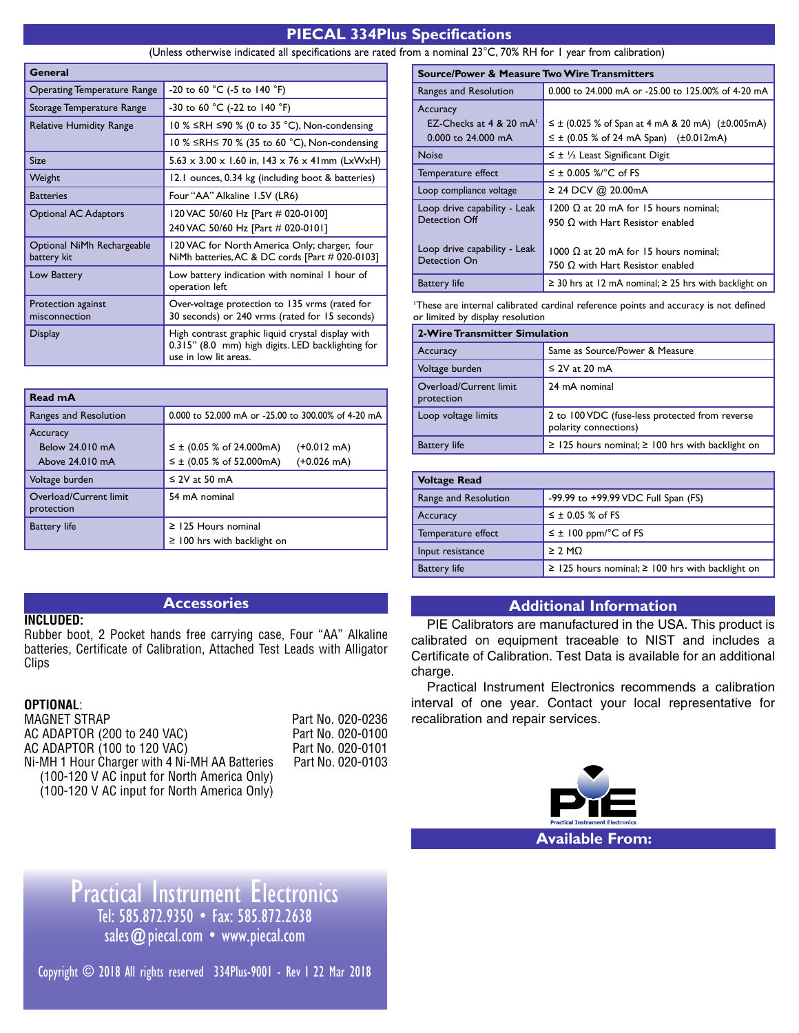# PIECAL 334Plus Specifications

(Unless otherwise indicated all specifications are rated from a nominal 23°C, 70% RH for 1 year from calibration)

| General | |
|---|---|
| Operating Temperature Range | -20 to 60 °C (-5 to 140 °F) |
| Storage Temperature Range | -30 to 60 °C (-22 to 140 °F) |
| Relative Humidity Range | 10 % ≤RH ≤90 % (0 to 35 °C), Non-condensing |
| | 10 % ≤RH≤ 70 % (35 to 60 °C), Non-condensing |
| Size | 5.63 x 3.00 x 1.60 in, 143 x 76 x 41mm (LxWxH) |
| Weight | 12.1 ounces, 0.34 kg (including boot & batteries) |
| Batteries | Four "AA" Alkaline 1.5V (LR6) |
| Optional AC Adaptors | 120 VAC 50/60 Hz [Part # 020-0100]<br>240 VAC 50/60 Hz [Part # 020-0101] |
| Optional NiMh Rechargeable battery kit | 120 VAC for North America Only; charger, four NiMh batteries, AC & DC cords [Part # 020-0103] |
| Low Battery | Low battery indication with nominal 1 hour of operation left |
| Protection against misconnection | Over-voltage protection to 135 vrms (rated for 30 seconds) or 240 vrms (rated for 15 seconds) |
| Display | High contrast graphic liquid crystal display with 0.315" (8.0 mm) high digits. LED backlighting for use in low lit areas. |

| Read mA | |
|---|---|
| Ranges and Resolution | 0.000 to 52.000 mA or -25.00 to 300.00% of 4-20 mA |
| Accuracy<br>Below 24.010 mA<br>Above 24.010 mA | <br>≤ ± (0.05 % of 24.000mA) (+0.012 mA)<br>≤ ± (0.05 % of 52.000mA) (+0.026 mA) |
| Voltage burden | ≤ 2V at 50 mA |
| Overload/Current limit protection | 54 mA nominal |
| Battery life | ≥ 125 Hours nominal<br>≥ 100 hrs with backlight on |

## Accessories

**INCLUDED:**

Rubber boot, 2 Pocket hands free carrying case, Four "AA" Alkaline batteries, Certificate of Calibration, Attached Test Leads with Alligator Clips

**OPTIONAL**:

| | |
|---|---|
| MAGNET STRAP | Part No. 020-0236 |
| AC ADAPTOR (200 to 240 VAC) | Part No. 020-0100 |
| AC ADAPTOR (100 to 120 VAC) | Part No. 020-0101 |
| Ni-MH 1 Hour Charger with 4 Ni-MH AA Batteries<br>(100-120 V AC input for North America Only)<br>(100-120 V AC input for North America Only) | Part No. 020-0103 |

| Source/Power & Measure Two Wire Transmitters | |
|---|---|
| Ranges and Resolution | 0.000 to 24.000 mA or -25.00 to 125.00% of 4-20 mA |
| Accuracy<br>EZ-Checks at 4 & 20 mA[1]<br>0.000 to 24.000 mA | <br>≤ ± (0.025 % of Span at 4 mA & 20 mA) (±0.005mA)<br>≤ ± (0.05 % of 24 mA Span) (±0.012mA) |
| Noise | ≤ ± ½ Least Significant Digit |
| Temperature effect | ≤ ± 0.005 %/°C of FS |
| Loop compliance voltage | ≥ 24 DCV @ 20.00mA |
| Loop drive capability - Leak Detection Off | 1200 Ω at 20 mA for 15 hours nominal;<br>950 Ω with Hart Resistor enabled |
| Loop drive capability - Leak Detection On | 1000 Ω at 20 mA for 15 hours nominal;<br>750 Ω with Hart Resistor enabled |
| Battery life | ≥ 30 hrs at 12 mA nominal; ≥ 25 hrs with backlight on |

[1]These are internal calibrated cardinal reference points and accuracy is not defined or limited by display resolution

| 2-Wire Transmitter Simulation | |
|---|---|
| Accuracy | Same as Source/Power & Measure |
| Voltage burden | ≤ 2V at 20 mA |
| Overload/Current limit protection | 24 mA nominal |
| Loop voltage limits | 2 to 100 VDC (fuse-less protected from reverse polarity connections) |
| Battery life | ≥ 125 hours nominal; ≥ 100 hrs with backlight on |

| Voltage Read | |
|---|---|
| Range and Resolution | -99.99 to +99.99 VDC Full Span (FS) |
| Accuracy | ≤ ± 0.05 % of FS |
| Temperature effect | ≤ ± 100 ppm/°C of FS |
| Input resistance | ≥ 2 MΩ |
| Battery life | ≥ 125 hours nominal; ≥ 100 hrs with backlight on |

## Additional Information

PIE Calibrators are manufactured in the USA. This product is calibrated on equipment traceable to NIST and includes a Certificate of Calibration. Test Data is available for an additional charge.

Practical Instrument Electronics recommends a calibration interval of one year. Contact your local representative for recalibration and repair services.

PIE Practical Instrument Electronics

**Available From:**

Practical Instrument Electronics
Tel: 585.872.9350 • Fax: 585.872.2638
sales@piecal.com • www.piecal.com

Copyright © 2018 All rights reserved 334Plus-9001 - Rev 1 22 Mar 2018